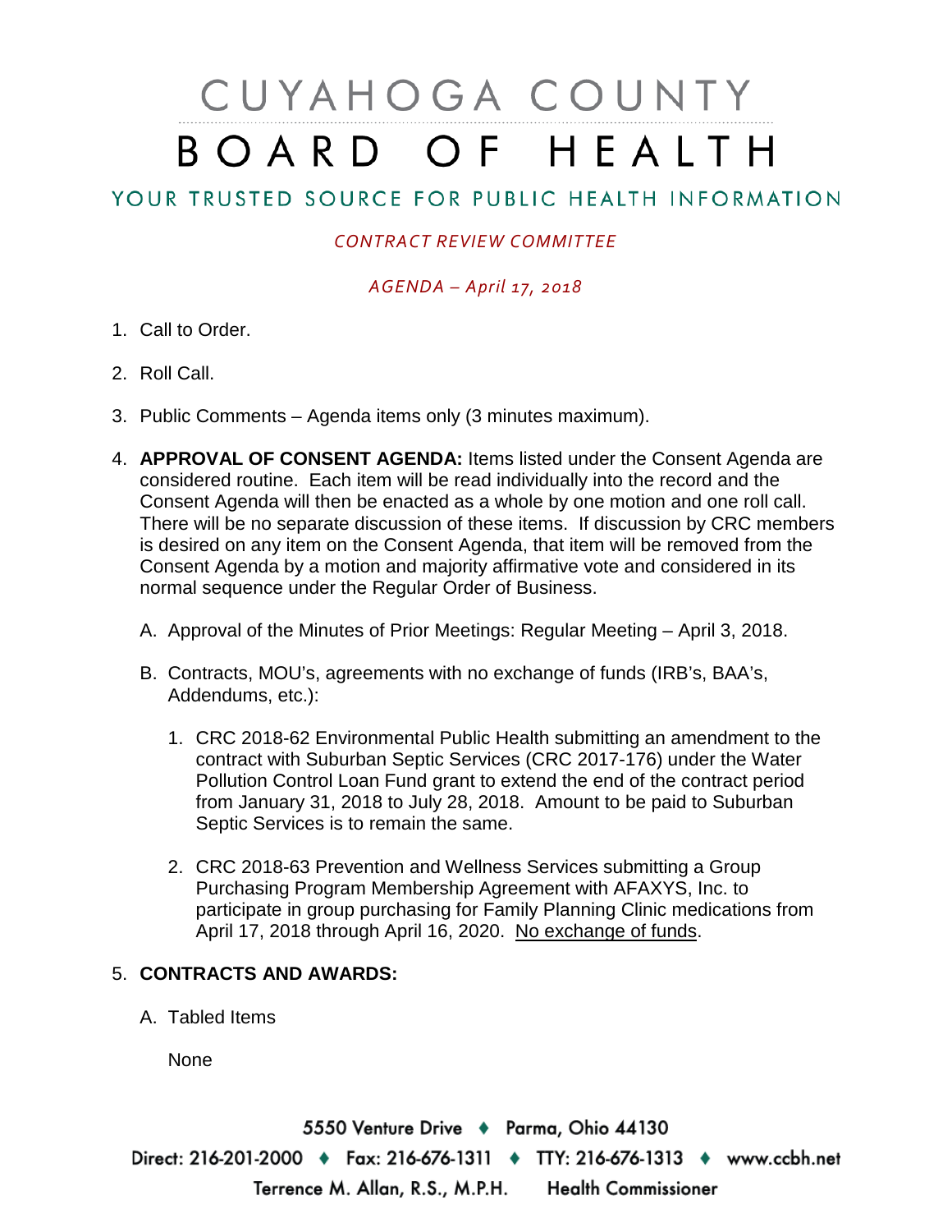# CUYAHOGA COUNTY
# BOARD OF HEALTH

## YOUR TRUSTED SOURCE FOR PUBLIC HEALTH INFORMATION

*CONTRACT REVIEW COMMITTEE*

*AGENDA – April 17, 2018*

1. Call to Order.

2. Roll Call.

3. Public Comments – Agenda items only (3 minutes maximum).

4. **APPROVAL OF CONSENT AGENDA:** Items listed under the Consent Agenda are considered routine. Each item will be read individually into the record and the Consent Agenda will then be enacted as a whole by one motion and one roll call. There will be no separate discussion of these items. If discussion by CRC members is desired on any item on the Consent Agenda, that item will be removed from the Consent Agenda by a motion and majority affirmative vote and considered in its normal sequence under the Regular Order of Business.

   A. Approval of the Minutes of Prior Meetings: Regular Meeting – April 3, 2018.

   B. Contracts, MOU's, agreements with no exchange of funds (IRB's, BAA's, Addendums, etc.):

      1. CRC 2018-62 Environmental Public Health submitting an amendment to the contract with Suburban Septic Services (CRC 2017-176) under the Water Pollution Control Loan Fund grant to extend the end of the contract period from January 31, 2018 to July 28, 2018. Amount to be paid to Suburban Septic Services is to remain the same.

      2. CRC 2018-63 Prevention and Wellness Services submitting a Group Purchasing Program Membership Agreement with AFAXYS, Inc. to participate in group purchasing for Family Planning Clinic medications from April 17, 2018 through April 16, 2020. <u>No exchange of funds</u>.

5. **CONTRACTS AND AWARDS:**

   A. Tabled Items

      None

5550 Venture Drive ♦ Parma, Ohio 44130
Direct: 216-201-2000 ♦ Fax: 216-676-1311 ♦ TTY: 216-676-1313 ♦ www.ccbh.net
Terrence M. Allan, R.S., M.P.H. Health Commissioner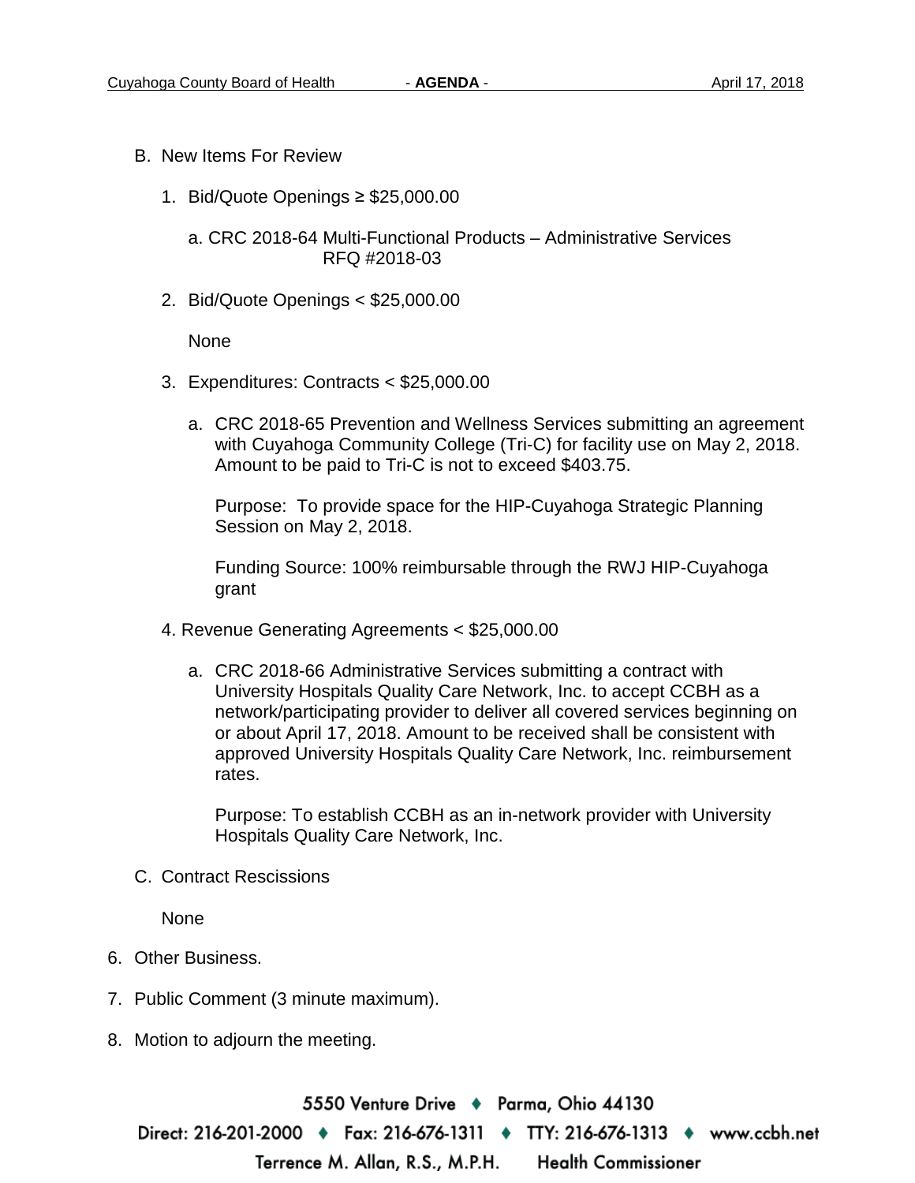B. New Items For Review

   1. Bid/Quote Openings ≥ $25,000.00

      a. CRC 2018-64 Multi-Functional Products – Administrative Services RFQ #2018-03

   2. Bid/Quote Openings < $25,000.00

      None

   3. Expenditures: Contracts < $25,000.00

      a. CRC 2018-65 Prevention and Wellness Services submitting an agreement with Cuyahoga Community College (Tri-C) for facility use on May 2, 2018. Amount to be paid to Tri-C is not to exceed $403.75.

         Purpose: To provide space for the HIP-Cuyahoga Strategic Planning Session on May 2, 2018.

         Funding Source: 100% reimbursable through the RWJ HIP-Cuyahoga grant

   4. Revenue Generating Agreements < $25,000.00

      a. CRC 2018-66 Administrative Services submitting a contract with University Hospitals Quality Care Network, Inc. to accept CCBH as a network/participating provider to deliver all covered services beginning on or about April 17, 2018. Amount to be received shall be consistent with approved University Hospitals Quality Care Network, Inc. reimbursement rates.

         Purpose: To establish CCBH as an in-network provider with University Hospitals Quality Care Network, Inc.

C. Contract Rescissions

   None

6. Other Business.

7. Public Comment (3 minute maximum).

8. Motion to adjourn the meeting.

5550 Venture Drive ♦ Parma, Ohio 44130

Direct: 216-201-2000 ♦ Fax: 216-676-1311 ♦ TTY: 216-676-1313 ♦ www.ccbh.net

Terrence M. Allan, R.S., M.P.H. Health Commissioner